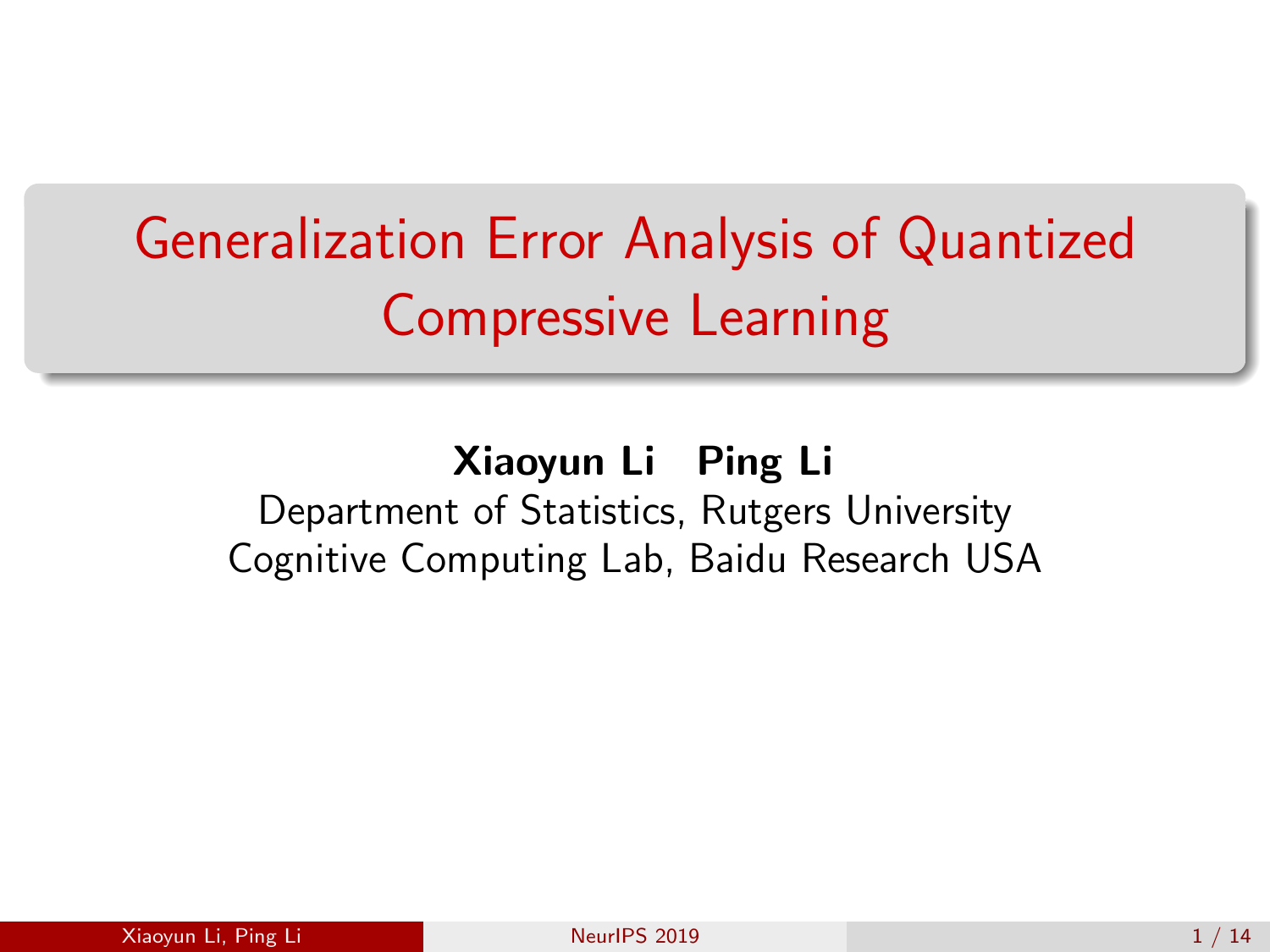# Generalization Error Analysis of Quantized Compressive Learning

**Xiaoyun Li   Ping Li**

Department of Statistics, Rutgers University

Cognitive Computing Lab, Baidu Research USA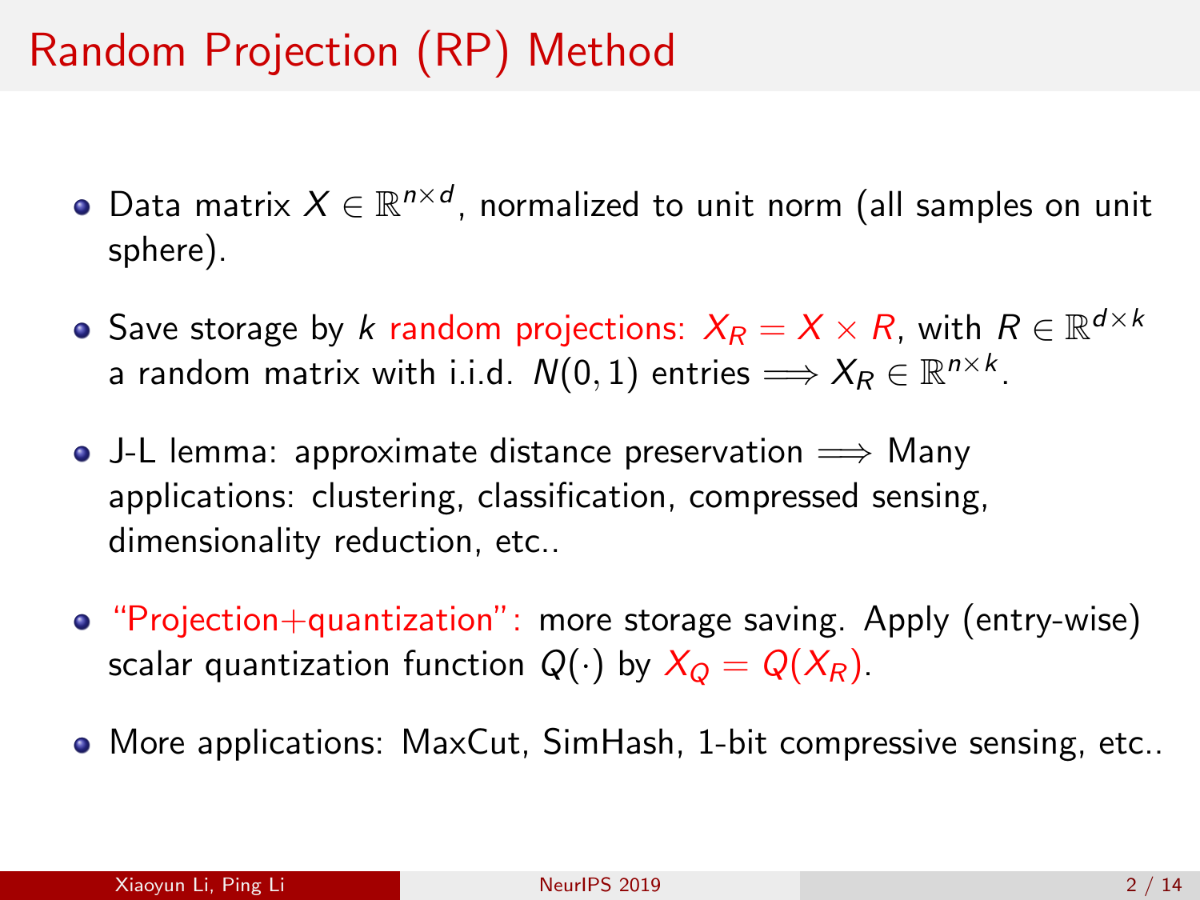# Random Projection (RP) Method

- Data matrix $X \in \mathbb{R}^{n \times d}$, normalized to unit norm (all samples on unit sphere).
- Save storage by $k$ random projections: $X_R = X \times R$, with $R \in \mathbb{R}^{d \times k}$ a random matrix with i.i.d. $N(0,1)$ entries $\Longrightarrow X_R \in \mathbb{R}^{n \times k}$.
- J-L lemma: approximate distance preservation $\Longrightarrow$ Many applications: clustering, classification, compressed sensing, dimensionality reduction, etc..
- "Projection+quantization": more storage saving. Apply (entry-wise) scalar quantization function $Q(\cdot)$ by $X_Q = Q(X_R)$.
- More applications: MaxCut, SimHash, 1-bit compressive sensing, etc..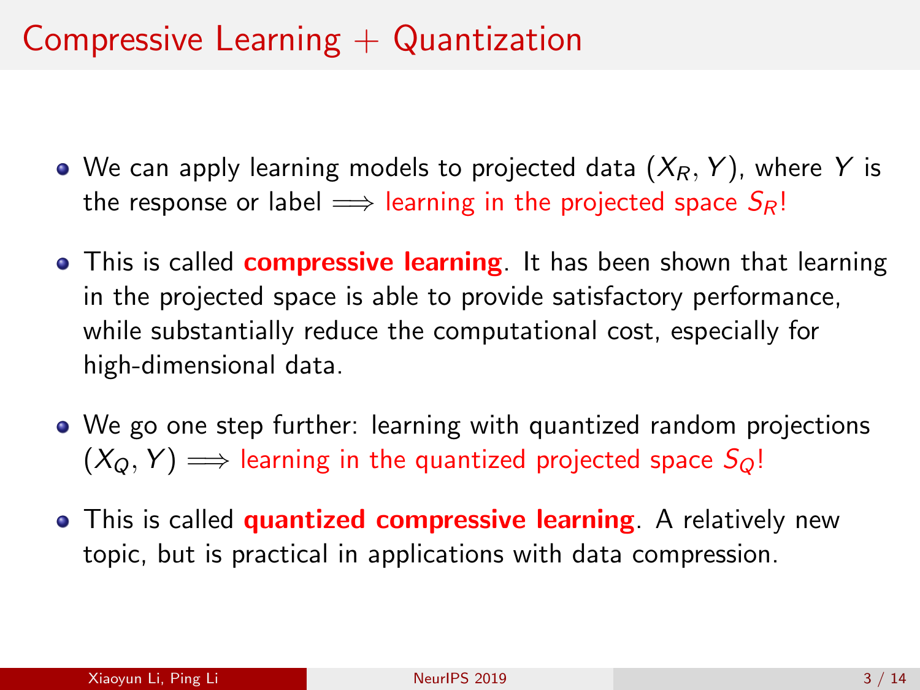# Compressive Learning + Quantization

- We can apply learning models to projected data $(X_R, Y)$, where $Y$ is the response or label $\Longrightarrow$ learning in the projected space $S_R$!
- This is called **compressive learning**. It has been shown that learning in the projected space is able to provide satisfactory performance, while substantially reduce the computational cost, especially for high-dimensional data.
- We go one step further: learning with quantized random projections $(X_Q, Y) \Longrightarrow$ learning in the quantized projected space $S_Q$!
- This is called **quantized compressive learning**. A relatively new topic, but is practical in applications with data compression.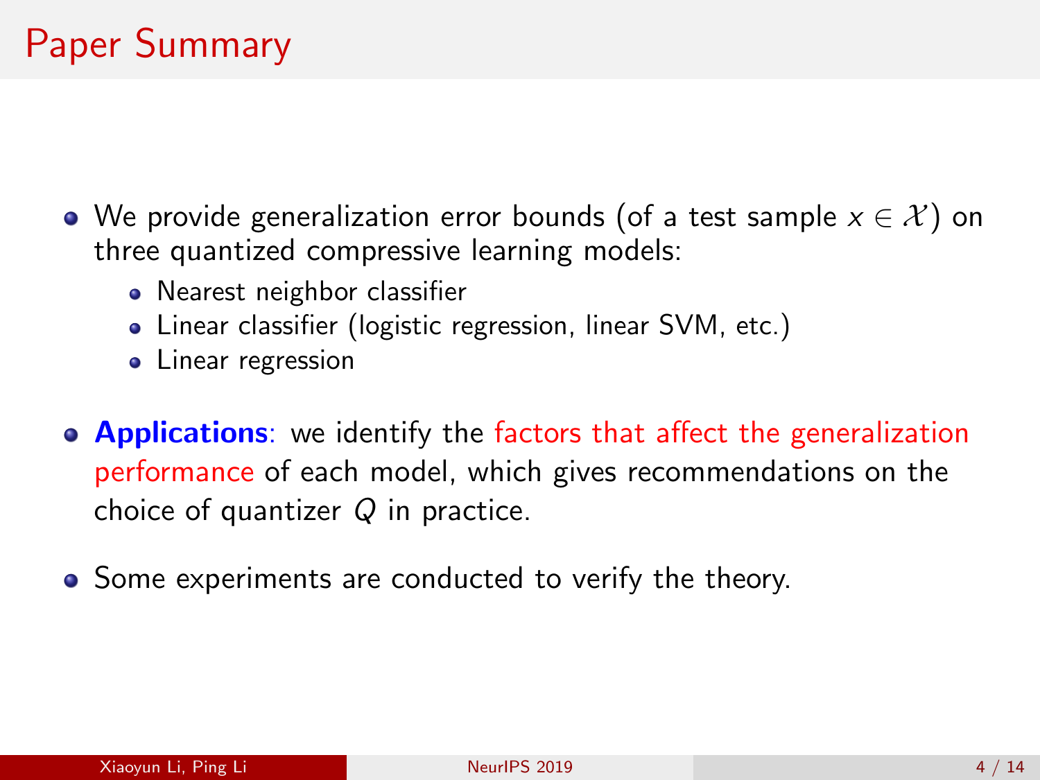# Paper Summary

- We provide generalization error bounds (of a test sample $x \in \mathcal{X}$) on three quantized compressive learning models:
  - Nearest neighbor classifier
  - Linear classifier (logistic regression, linear SVM, etc.)
  - Linear regression
- **Applications**: we identify the factors that affect the generalization performance of each model, which gives recommendations on the choice of quantizer $Q$ in practice.
- Some experiments are conducted to verify the theory.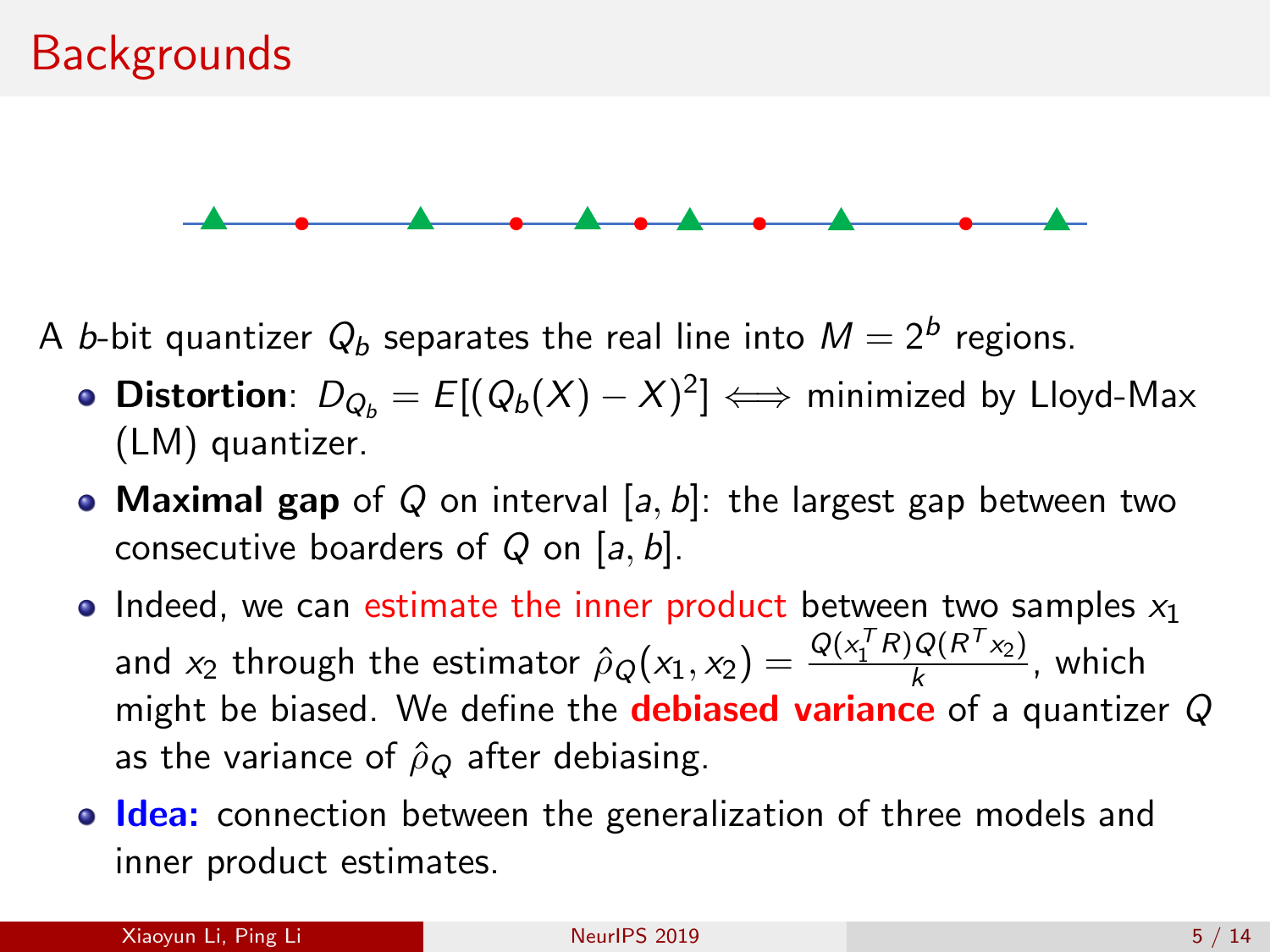# Backgrounds

A $b$-bit quantizer $Q_b$ separates the real line into $M = 2^b$ regions.

- **Distortion**: $D_{Q_b} = E[(Q_b(X) - X)^2] \Longleftrightarrow$ minimized by Lloyd-Max (LM) quantizer.
- **Maximal gap** of $Q$ on interval $[a, b]$: the largest gap between two consecutive boarders of $Q$ on $[a, b]$.
- Indeed, we can estimate the inner product between two samples $x_1$ and $x_2$ through the estimator $\hat{\rho}_Q(x_1, x_2) = \frac{Q(x_1^T R) Q(R^T x_2)}{k}$, which might be biased. We define the **debiased variance** of a quantizer $Q$ as the variance of $\hat{\rho}_Q$ after debiasing.
- **Idea:** connection between the generalization of three models and inner product estimates.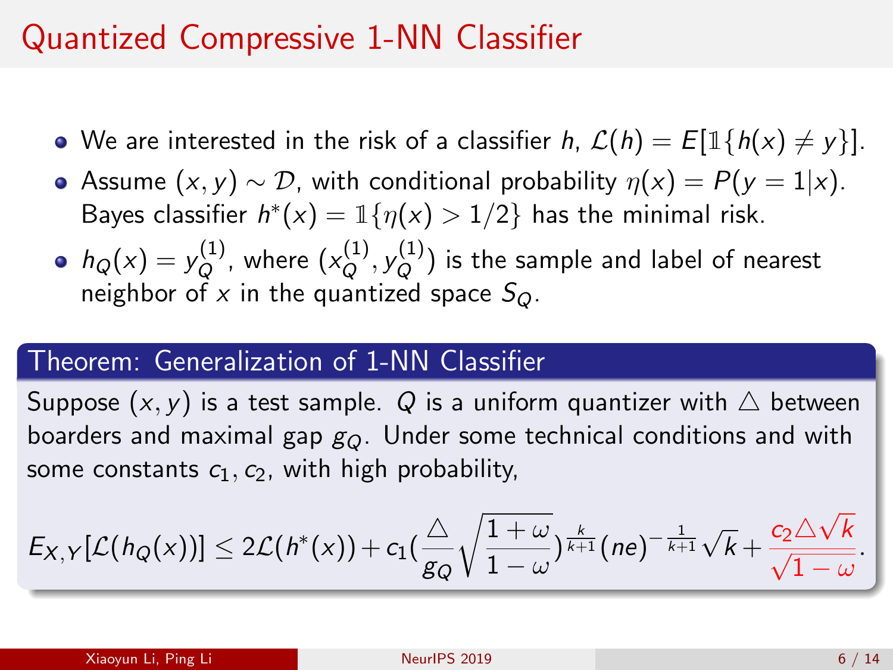# Quantized Compressive 1-NN Classifier

- We are interested in the risk of a classifier $h$, $\mathcal{L}(h) = E[\mathbb{1}\{h(x) \neq y\}]$.
- Assume $(x, y) \sim \mathcal{D}$, with conditional probability $\eta(x) = P(y = 1|x)$. Bayes classifier $h^*(x) = \mathbb{1}\{\eta(x) > 1/2\}$ has the minimal risk.
- $h_Q(x) = y_Q^{(1)}$, where $(x_Q^{(1)}, y_Q^{(1)})$ is the sample and label of nearest neighbor of $x$ in the quantized space $S_Q$.

**Theorem: Generalization of 1-NN Classifier**

Suppose $(x, y)$ is a test sample. $Q$ is a uniform quantizer with $\triangle$ between boarders and maximal gap $g_Q$. Under some technical conditions and with some constants $c_1, c_2$, with high probability,

$$E_{X,Y}[\mathcal{L}(h_Q(x))] \leq 2\mathcal{L}(h^*(x)) + c_1\left(\frac{\triangle}{g_Q}\sqrt{\frac{1+\omega}{1-\omega}}\right)^{\frac{k}{k+1}}(ne)^{-\frac{1}{k+1}}\sqrt{k} + \frac{c_2\triangle\sqrt{k}}{\sqrt{1-\omega}}.$$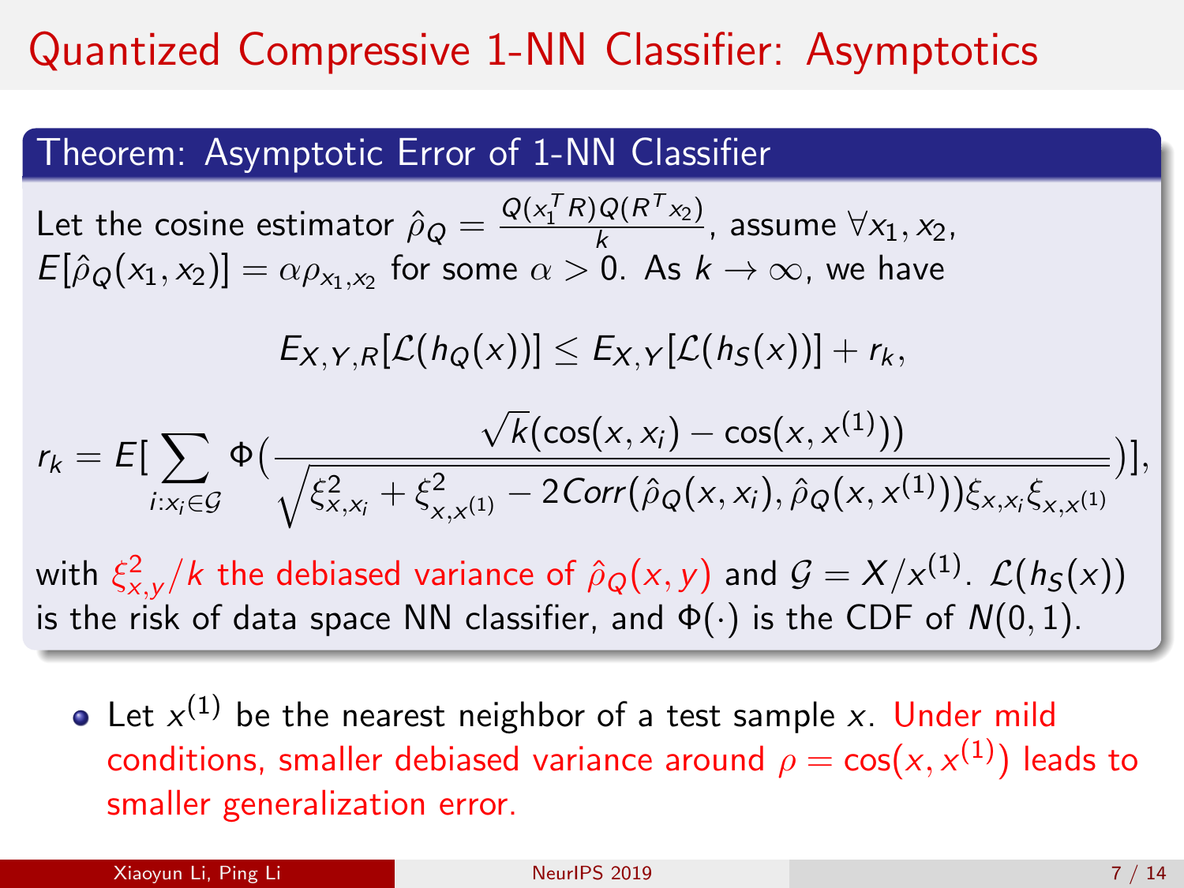# Quantized Compressive 1-NN Classifier: Asymptotics

## Theorem: Asymptotic Error of 1-NN Classifier

Let the cosine estimator $\hat{\rho}_Q = \frac{Q(x_1^T R)Q(R^T x_2)}{k}$, assume $\forall x_1, x_2$, $E[\hat{\rho}_Q(x_1, x_2)] = \alpha \rho_{x_1, x_2}$ for some $\alpha > 0$. As $k \to \infty$, we have

$$E_{X,Y,R}[\mathcal{L}(h_Q(x))] \leq E_{X,Y}[\mathcal{L}(h_S(x))] + r_k,$$

$$r_k = E[\sum_{i:x_i \in \mathcal{G}} \Phi(\frac{\sqrt{k}(\cos(x, x_i) - \cos(x, x^{(1)}))}{\sqrt{\xi_{x,x_i}^2 + \xi_{x,x^{(1)}}^2 - 2Corr(\hat{\rho}_Q(x, x_i), \hat{\rho}_Q(x, x^{(1)}))\xi_{x,x_i}\xi_{x,x^{(1)}}}})],$$

with $\xi_{x,y}^2/k$ the debiased variance of $\hat{\rho}_Q(x, y)$ and $\mathcal{G} = X/x^{(1)}$. $\mathcal{L}(h_S(x))$ is the risk of data space NN classifier, and $\Phi(\cdot)$ is the CDF of $N(0, 1)$.

- Let $x^{(1)}$ be the nearest neighbor of a test sample $x$. Under mild conditions, smaller debiased variance around $\rho = \cos(x, x^{(1)})$ leads to smaller generalization error.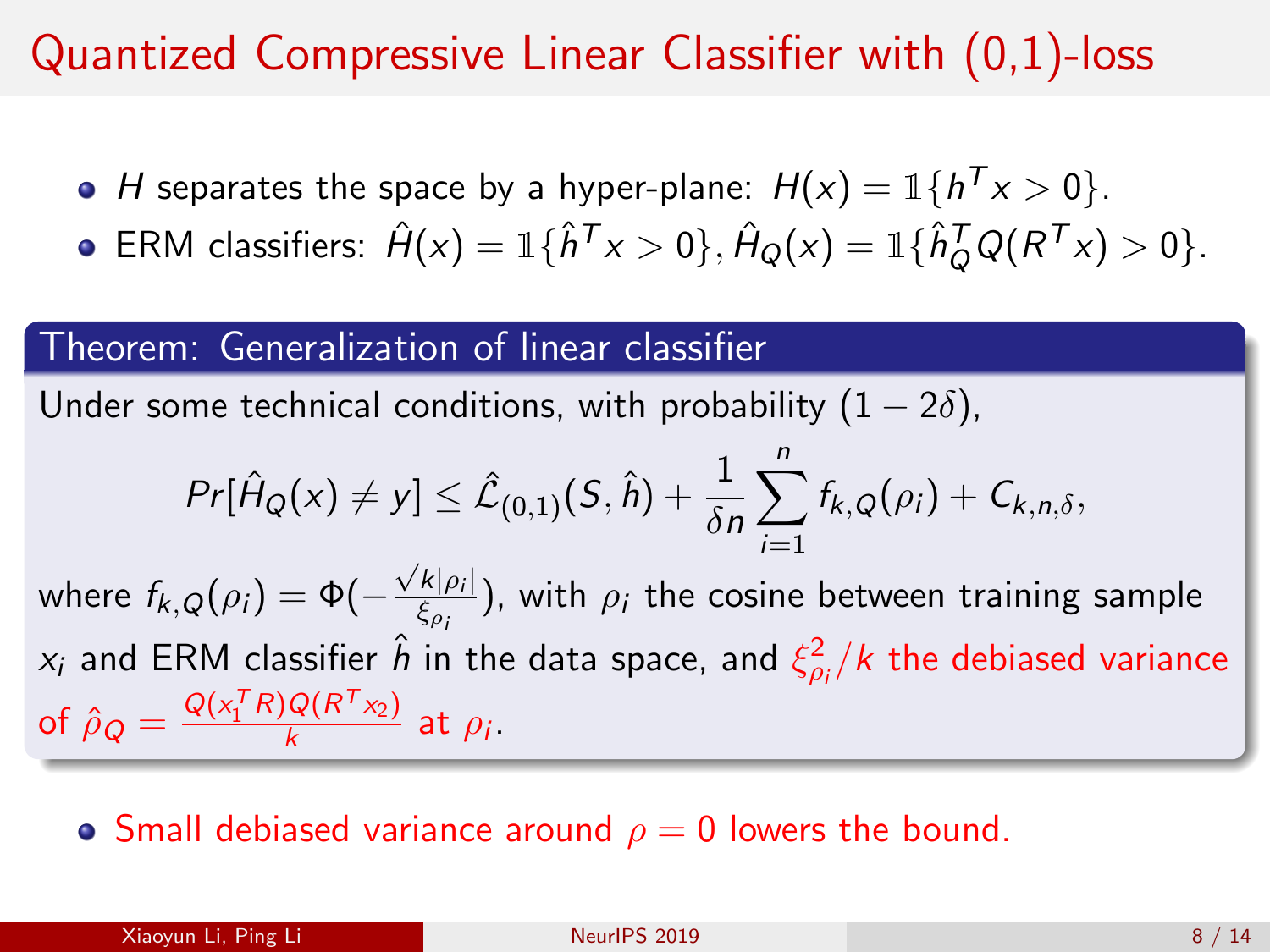# Quantized Compressive Linear Classifier with (0,1)-loss

- $H$ separates the space by a hyper-plane: $H(x) = \mathbb{1}\{h^T x > 0\}$.
- ERM classifiers: $\hat{H}(x) = \mathbb{1}\{\hat{h}^T x > 0\}, \hat{H}_Q(x) = \mathbb{1}\{\hat{h}_Q^T Q(R^T x) > 0\}$.

**Theorem: Generalization of linear classifier**

Under some technical conditions, with probability $(1 - 2\delta)$,

$$Pr[\hat{H}_Q(x) \neq y] \leq \hat{\mathcal{L}}_{(0,1)}(S, \hat{h}) + \frac{1}{\delta n} \sum_{i=1}^{n} f_{k,Q}(\rho_i) + C_{k,n,\delta},$$

where $f_{k,Q}(\rho_i) = \Phi(-\frac{\sqrt{k}|\rho_i|}{\xi_{\rho_i}})$, with $\rho_i$ the cosine between training sample $x_i$ and ERM classifier $\hat{h}$ in the data space, and $\xi_{\rho_i}^2/k$ the debiased variance of $\hat{\rho}_Q = \frac{Q(x_1^T R) Q(R^T x_2)}{k}$ at $\rho_i$.

- Small debiased variance around $\rho = 0$ lowers the bound.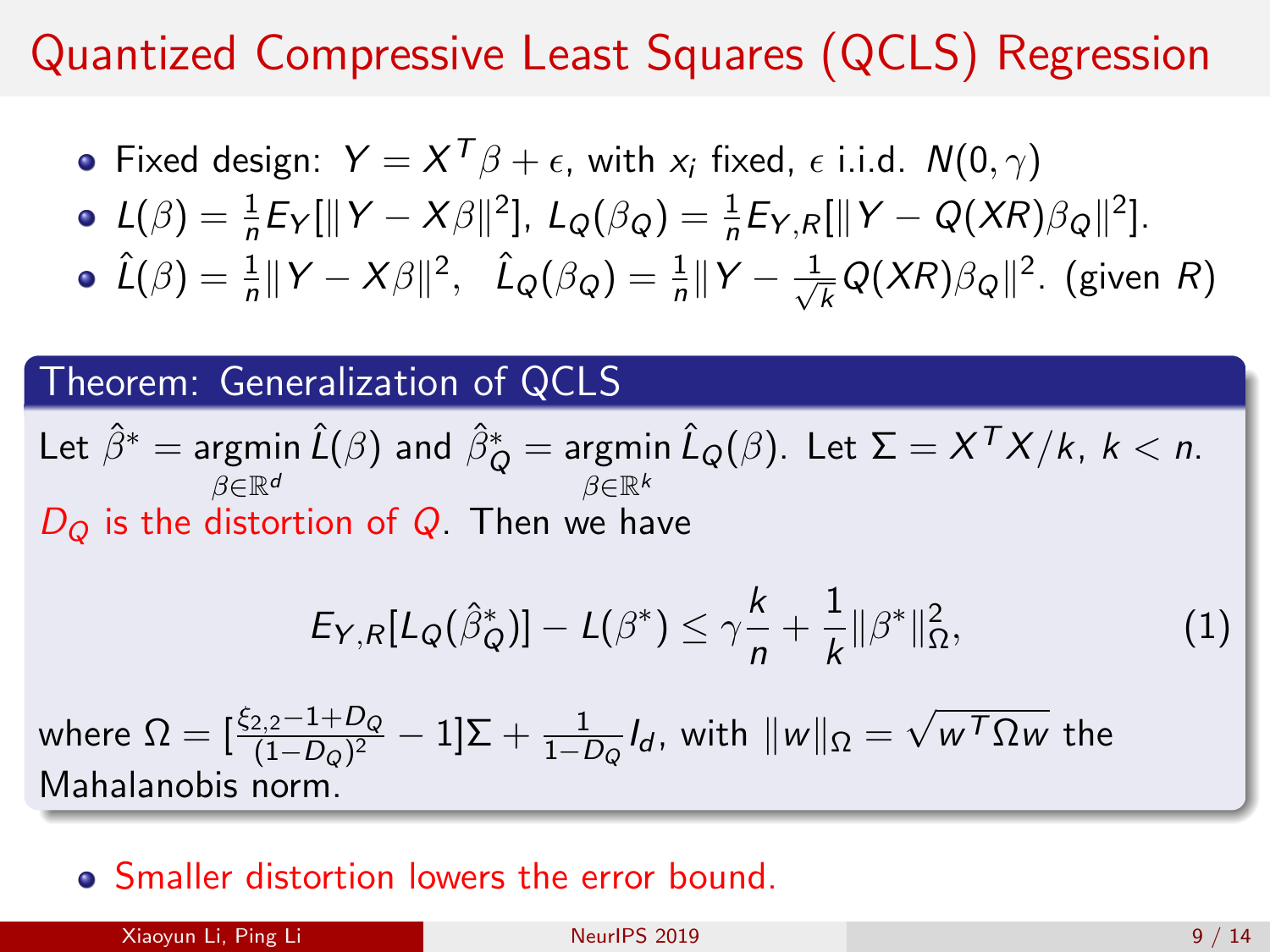# Quantized Compressive Least Squares (QCLS) Regression

- Fixed design: $Y = X^T\beta + \epsilon$, with $x_i$ fixed, $\epsilon$ i.i.d. $N(0,\gamma)$
- $L(\beta) = \frac{1}{n}E_Y[\|Y - X\beta\|^2]$, $L_Q(\beta_Q) = \frac{1}{n}E_{Y,R}[\|Y - Q(XR)\beta_Q\|^2]$.
- $\hat{L}(\beta) = \frac{1}{n}\|Y - X\beta\|^2$, $\hat{L}_Q(\beta_Q) = \frac{1}{n}\|Y - \frac{1}{\sqrt{k}}Q(XR)\beta_Q\|^2$. (given $R$)

**Theorem: Generalization of QCLS**

Let $\hat{\beta}^* = \underset{\beta\in\mathbb{R}^d}{\text{argmin}}\,\hat{L}(\beta)$ and $\hat{\beta}^*_Q = \underset{\beta\in\mathbb{R}^k}{\text{argmin}}\,\hat{L}_Q(\beta)$. Let $\Sigma = X^TX/k$, $k < n$. $D_Q$ is the distortion of $Q$. Then we have

$$E_{Y,R}[L_Q(\hat{\beta}^*_Q)] - L(\beta^*) \leq \gamma\frac{k}{n} + \frac{1}{k}\|\beta^*\|^2_\Omega, \quad (1)$$

where $\Omega = [\frac{\xi_{2,2}-1+D_Q}{(1-D_Q)^2} - 1]\Sigma + \frac{1}{1-D_Q}I_d$, with $\|w\|_\Omega = \sqrt{w^T\Omega w}$ the Mahalanobis norm.

- Smaller distortion lowers the error bound.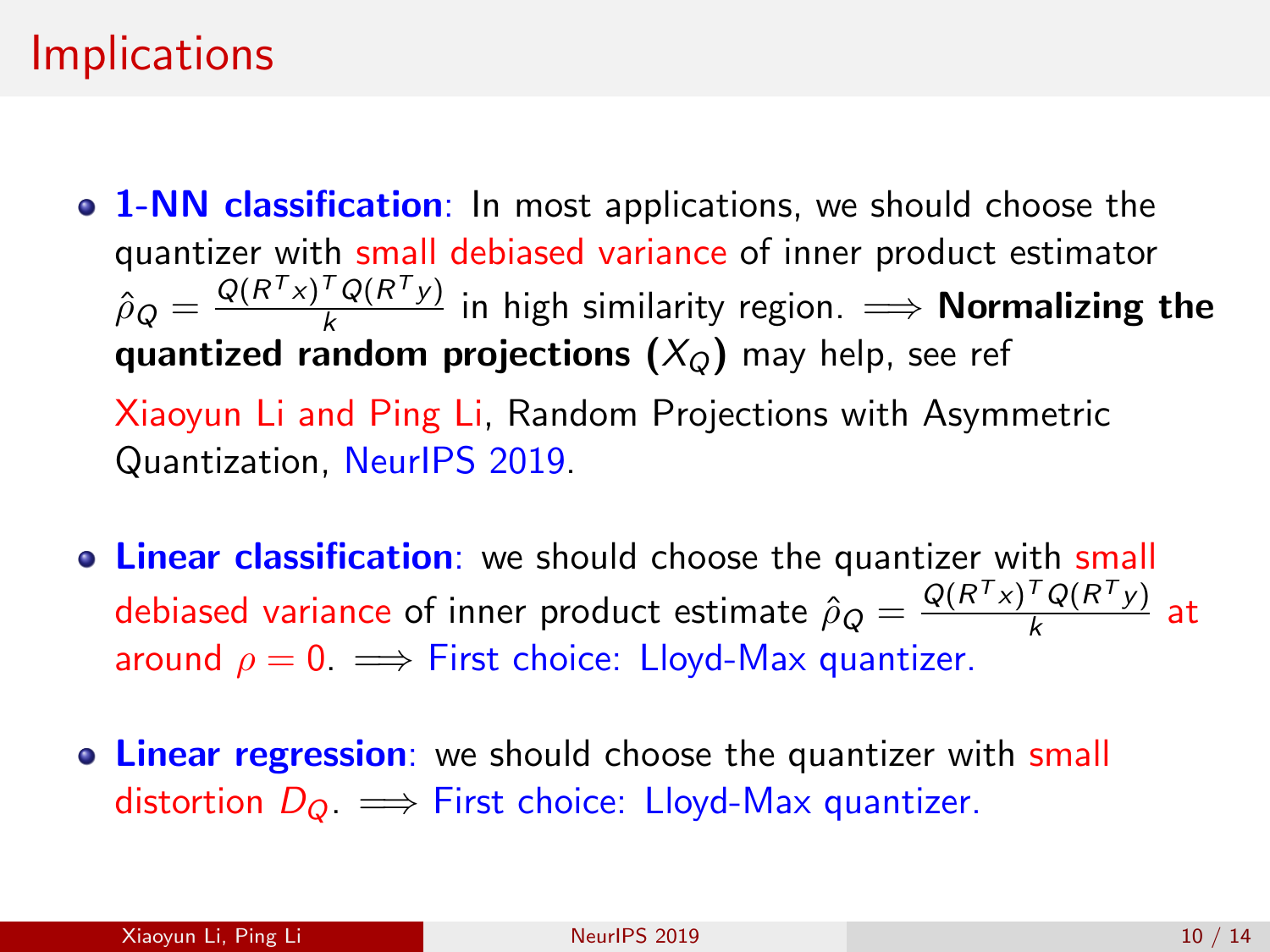# Implications

- **1-NN classification**: In most applications, we should choose the quantizer with small debiased variance of inner product estimator $\hat{\rho}_Q = \frac{Q(R^T x)^T Q(R^T y)}{k}$ in high similarity region. $\Longrightarrow$ **Normalizing the quantized random projections ($X_Q$)** may help, see ref

  Xiaoyun Li and Ping Li, Random Projections with Asymmetric Quantization, NeurIPS 2019.

- **Linear classification**: we should choose the quantizer with small debiased variance of inner product estimate $\hat{\rho}_Q = \frac{Q(R^T x)^T Q(R^T y)}{k}$ at around $\rho = 0$. $\Longrightarrow$ First choice: Lloyd-Max quantizer.

- **Linear regression**: we should choose the quantizer with small distortion $D_Q$. $\Longrightarrow$ First choice: Lloyd-Max quantizer.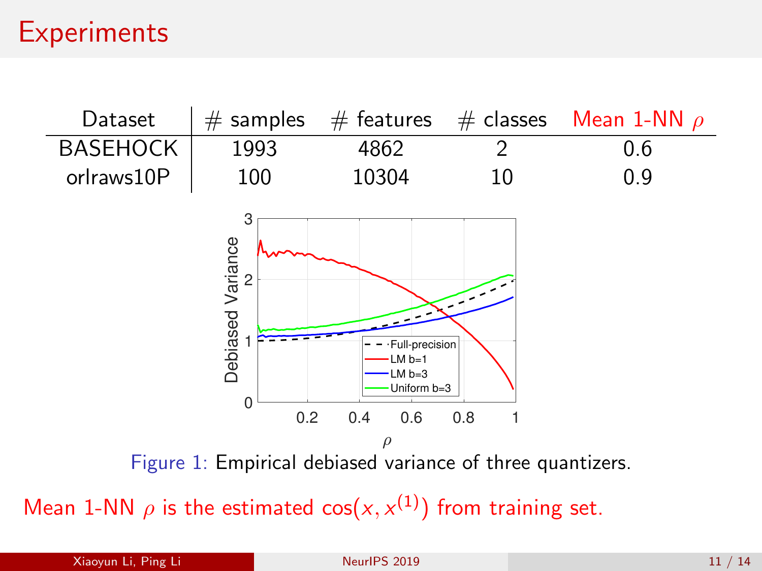# Experiments

| Dataset | # samples | # features | # classes | Mean 1-NN $\rho$ |
|---|---|---|---|---|
| BASEHOCK | 1993 | 4862 | 2 | 0.6 |
| orlraws10P | 100 | 10304 | 10 | 0.9 |

Figure 1: Empirical debiased variance of three quantizers.

Mean 1-NN $\rho$ is the estimated $\cos(x, x^{(1)})$ from training set.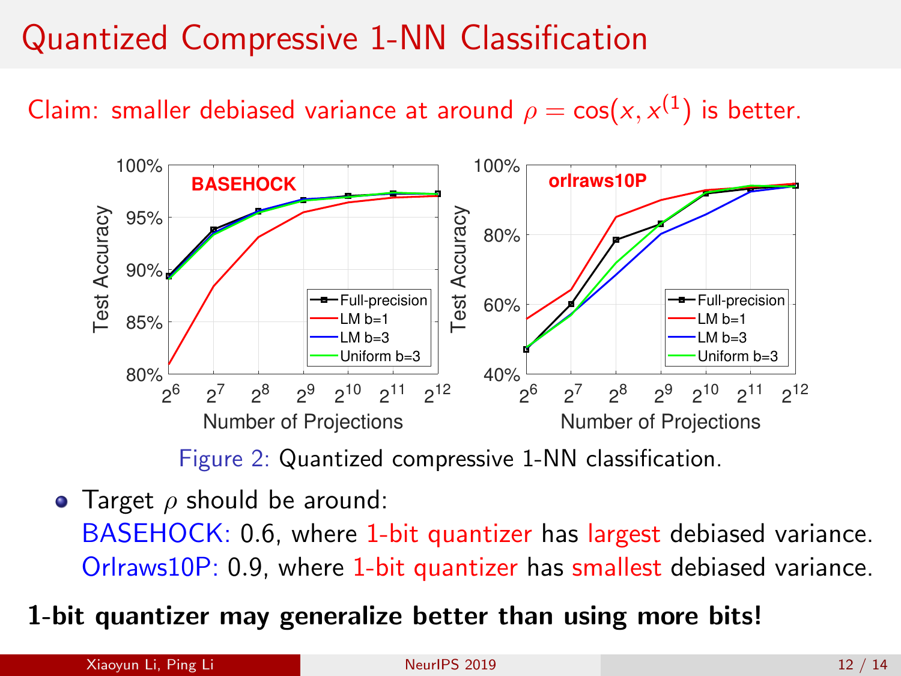# Quantized Compressive 1-NN Classification

Claim: smaller debiased variance at around $\rho = \cos(x, x^{(1)})$ is better.

Figure 2: Quantized compressive 1-NN classification.

- Target $\rho$ should be around:
  BASEHOCK: 0.6, where 1-bit quantizer has largest debiased variance.
  Orlraws10P: 0.9, where 1-bit quantizer has smallest debiased variance.

**1-bit quantizer may generalize better than using more bits!**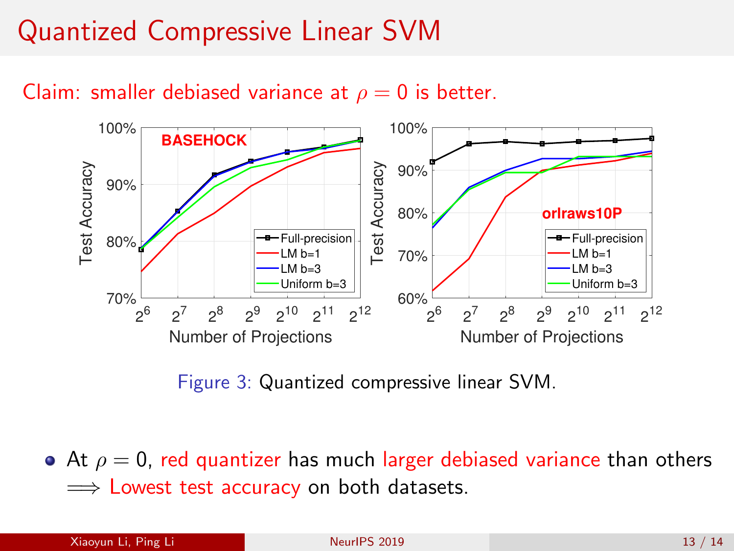# Quantized Compressive Linear SVM

Claim: smaller debiased variance at $\rho = 0$ is better.

Figure 3: Quantized compressive linear SVM.

- At $\rho = 0$, red quantizer has much larger debiased variance than others $\Longrightarrow$ Lowest test accuracy on both datasets.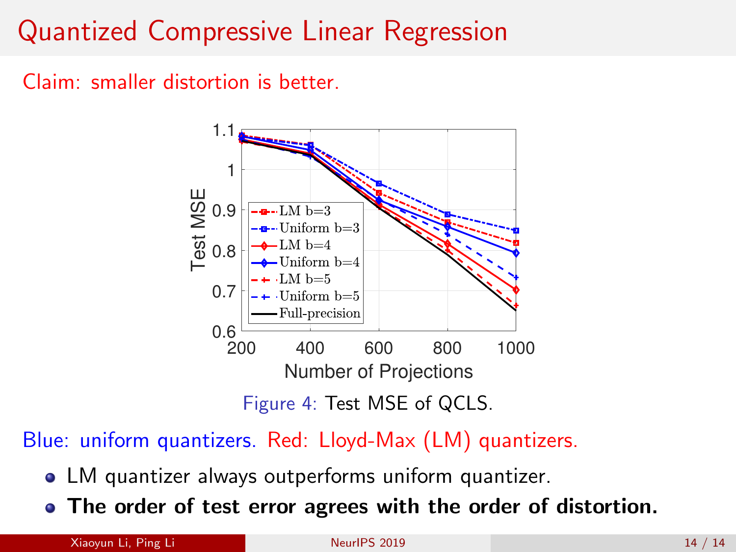# Quantized Compressive Linear Regression

Claim: smaller distortion is better.

1.1
1
0.9
0.8
0.7
0.6
Test MSE
200
400
600
800
1000
Number of Projections
LM b=3
Uniform b=3
LM b=4
Uniform b=4
LM b=5
Uniform b=5
Full-precision

Figure 4: Test MSE of QCLS.

Blue: uniform quantizers. Red: Lloyd-Max (LM) quantizers.

- LM quantizer always outperforms uniform quantizer.
- **The order of test error agrees with the order of distortion.**